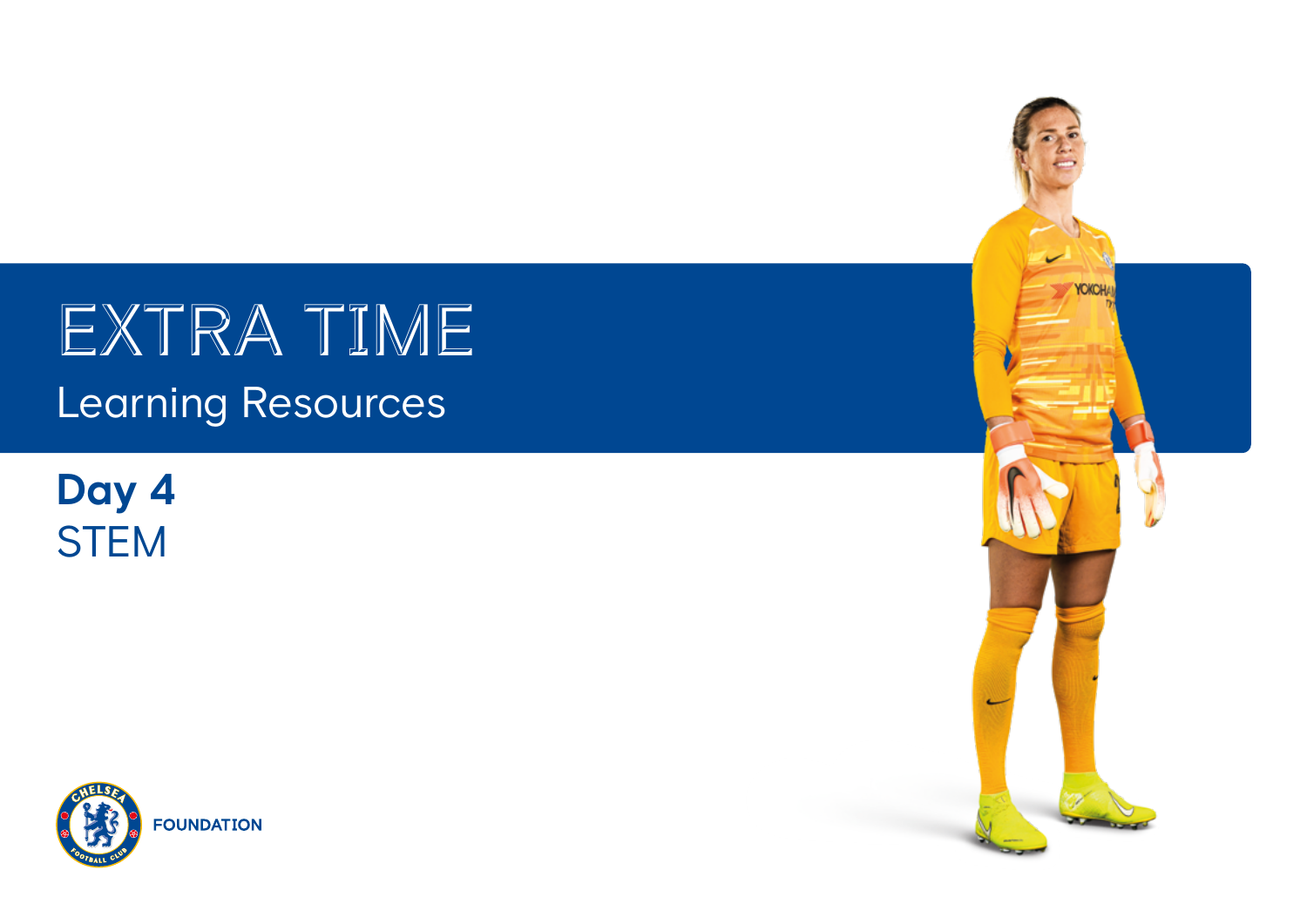# EXTRA TIME

Learning Resources

## Day 4

STEM

FOUNDATION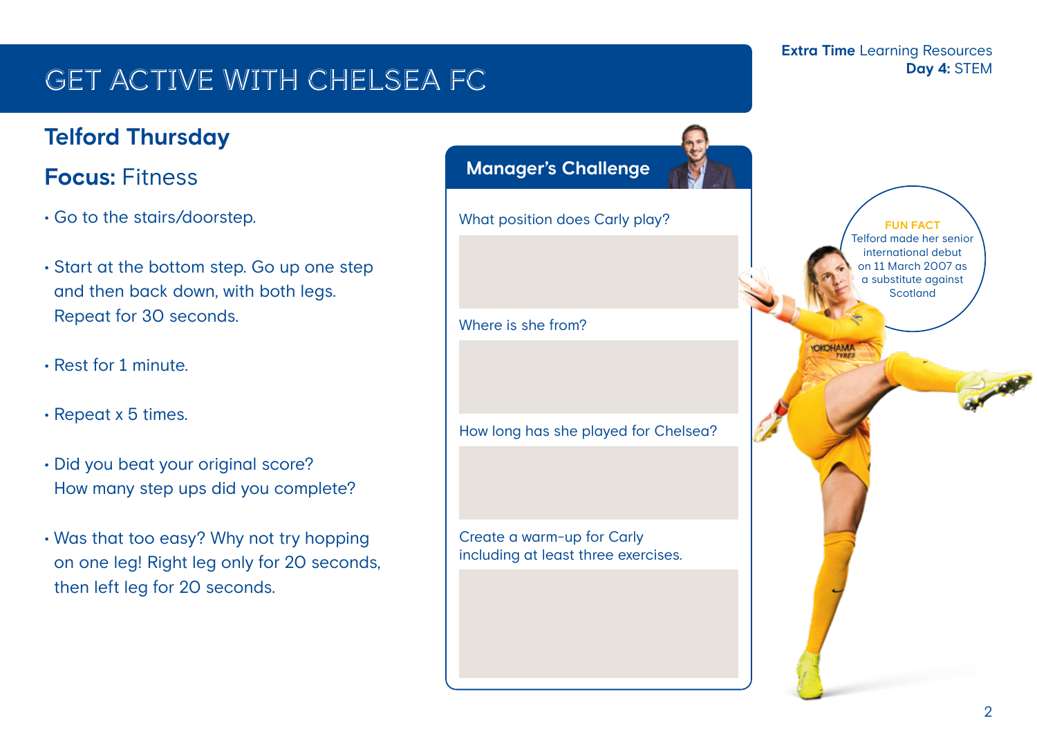Extra Time Learning Resources
Day 4: STEM

# GET ACTIVE WITH CHELSEA FC

## Telford Thursday

### Focus: Fitness

- Go to the stairs/doorstep.
- Start at the bottom step. Go up one step and then back down, with both legs. Repeat for 30 seconds.
- Rest for 1 minute.
- Repeat x 5 times.
- Did you beat your original score? How many step ups did you complete?
- Was that too easy? Why not try hopping on one leg! Right leg only for 20 seconds, then left leg for 20 seconds.

### Manager's Challenge

What position does Carly play?

Where is she from?

How long has she played for Chelsea?

Create a warm-up for Carly including at least three exercises.

**FUN FACT**
Telford made her senior international debut on 11 March 2007 as a substitute against Scotland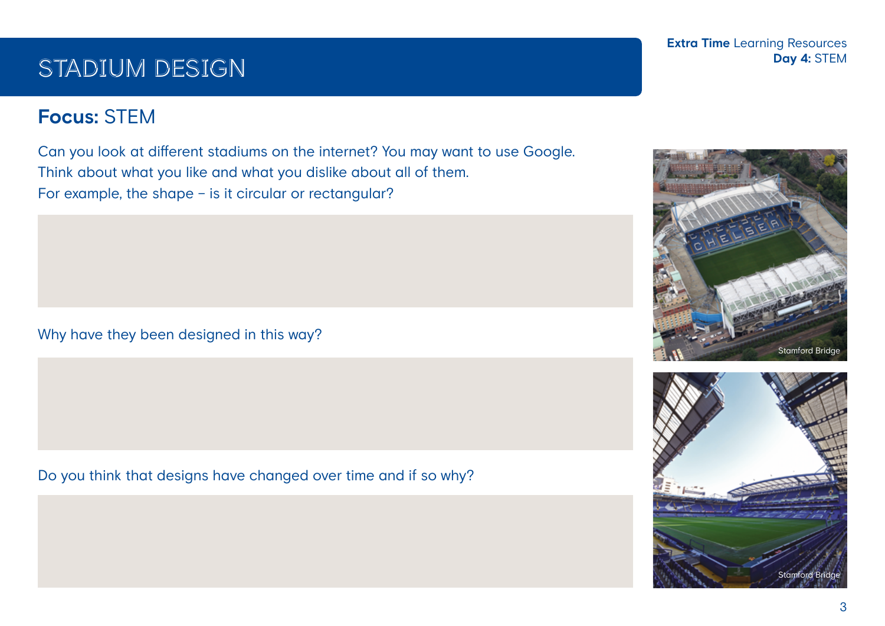# STADIUM DESIGN

## **Focus:** STEM

Can you look at different stadiums on the internet? You may want to use Google.
Think about what you like and what you dislike about all of them.
For example, the shape – is it circular or rectangular?

Why have they been designed in this way?

Do you think that designs have changed over time and if so why?

Stamford Bridge

Stamford Bridge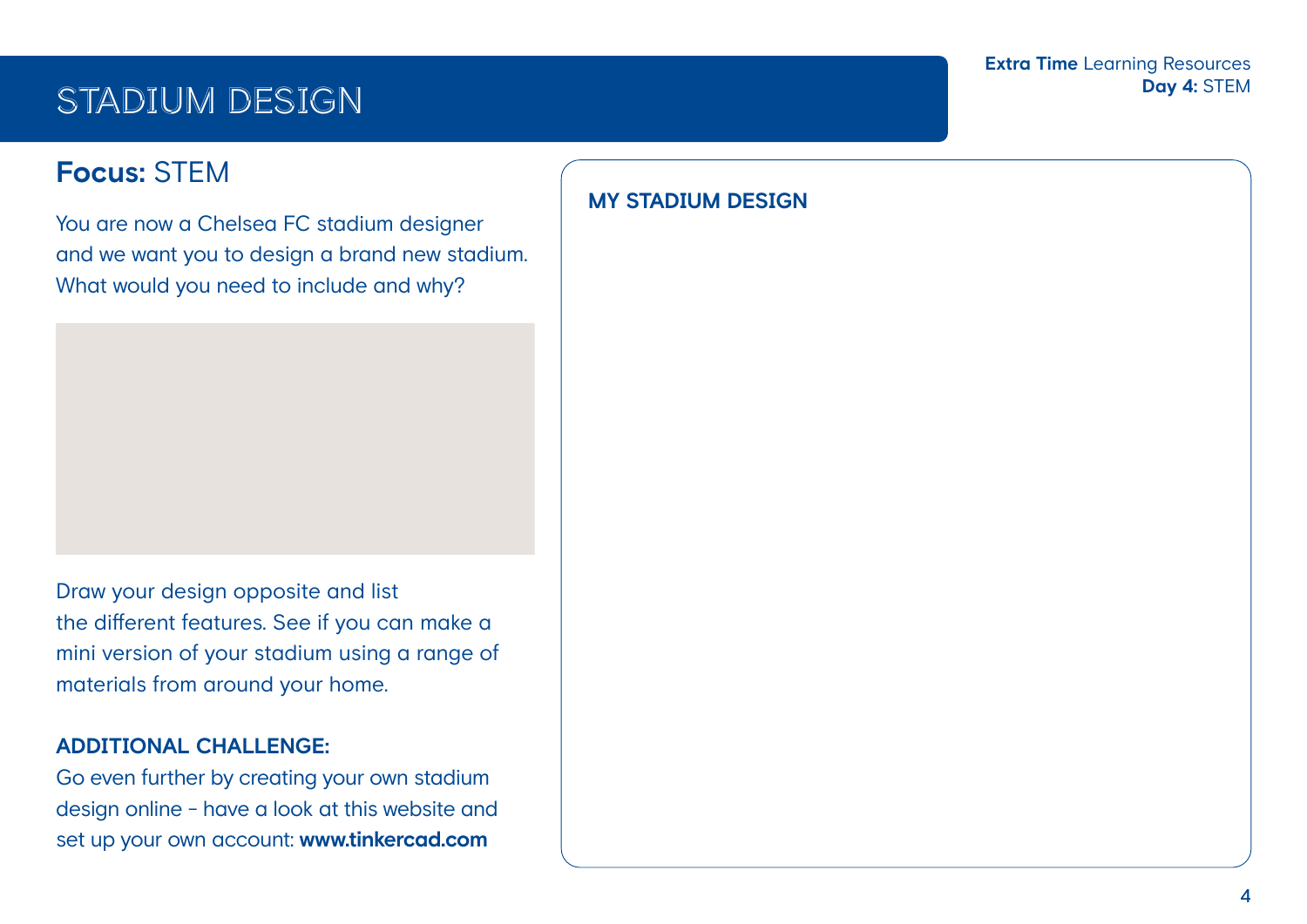# STADIUM DESIGN

## **Focus:** STEM

You are now a Chelsea FC stadium designer and we want you to design a brand new stadium. What would you need to include and why?

Draw your design opposite and list the different features. See if you can make a mini version of your stadium using a range of materials from around your home.

**ADDITIONAL CHALLENGE:**
Go even further by creating your own stadium design online – have a look at this website and set up your own account: **www.tinkercad.com**

**MY STADIUM DESIGN**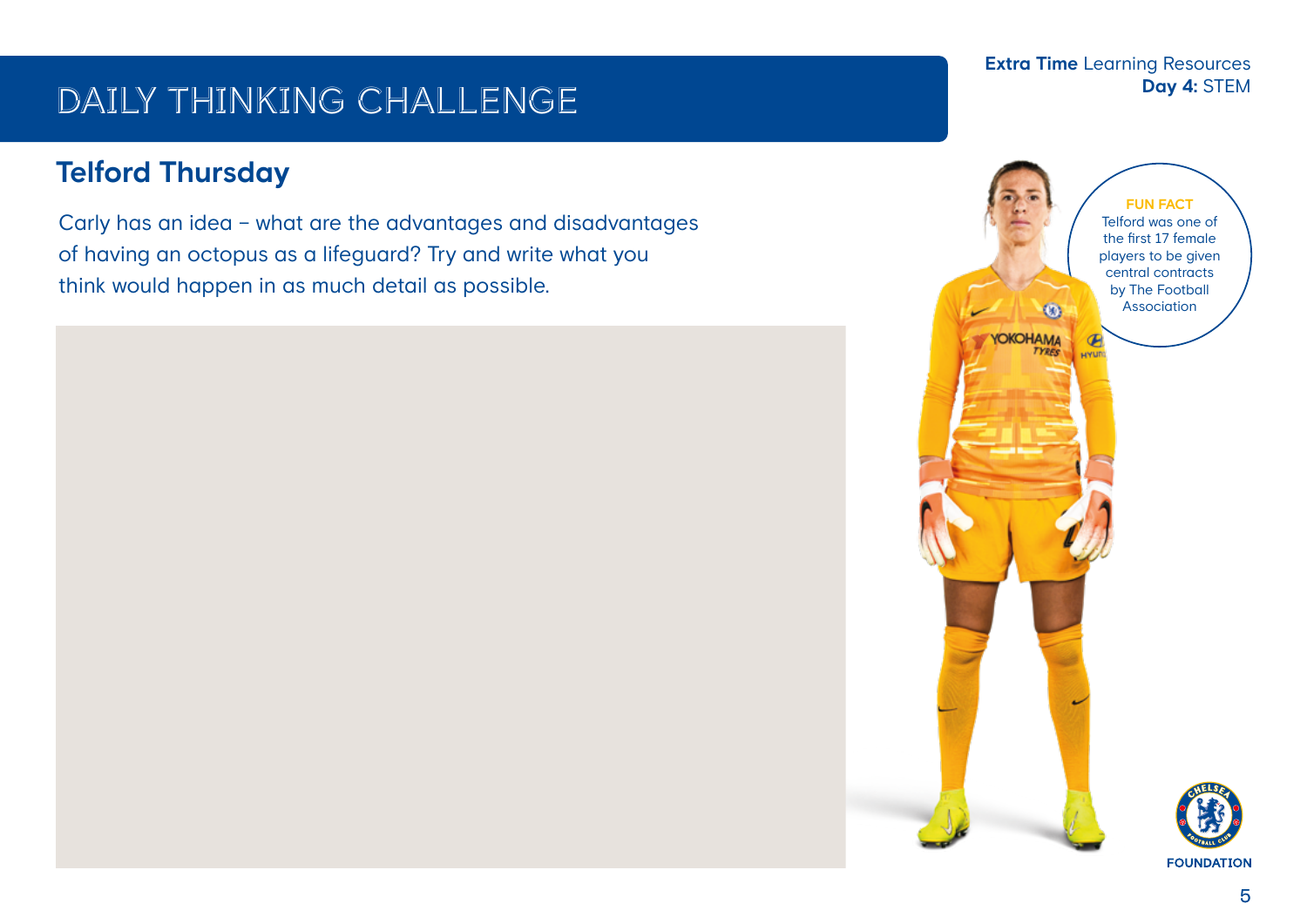# DAILY THINKING CHALLENGE

**Extra Time** Learning Resources
**Day 4:** STEM

## Telford Thursday

Carly has an idea – what are the advantages and disadvantages of having an octopus as a lifeguard? Try and write what you think would happen in as much detail as possible.

**FUN FACT**
Telford was one of the first 17 female players to be given central contracts by The Football Association

FOUNDATION